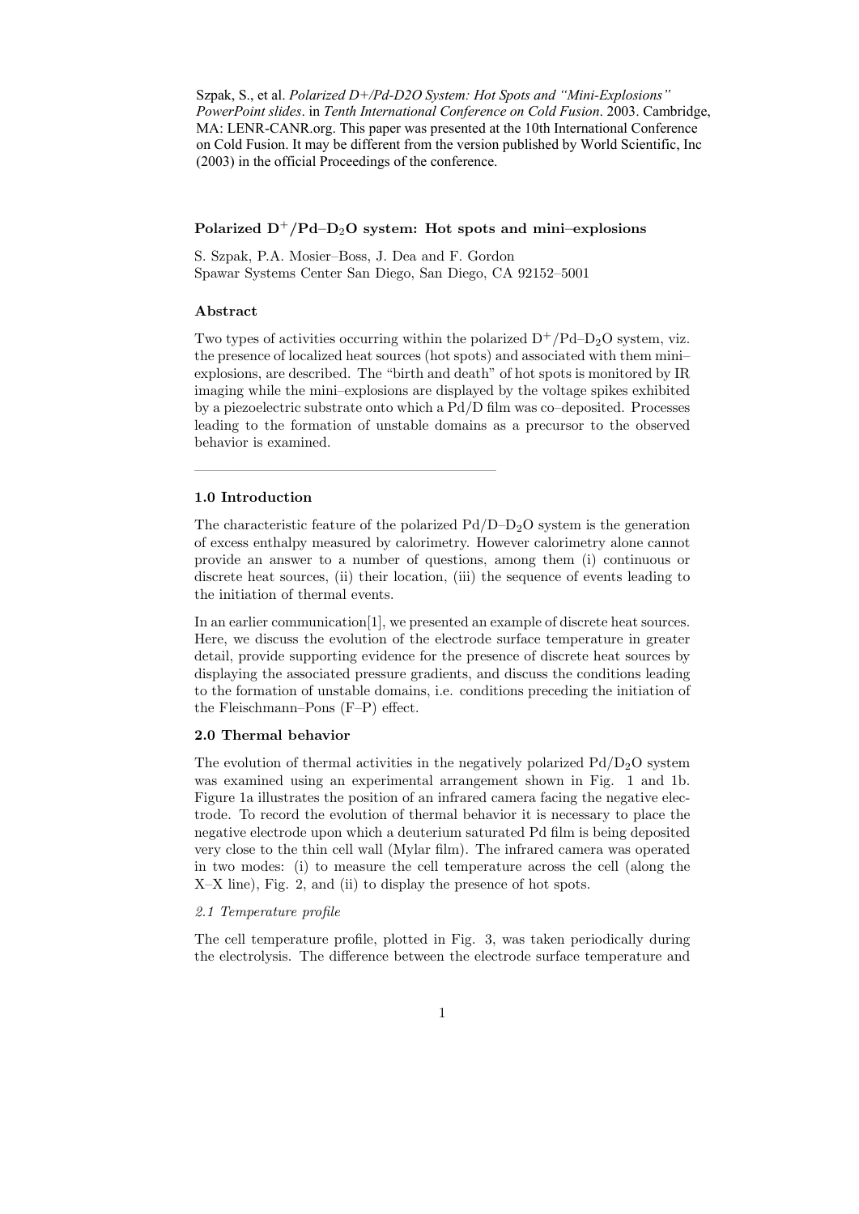Szpak, S., et al. *Polarized D+/Pd-D2O System: Hot Spots and "Mini-Explosions" PowerPoint slides*. in *Tenth International Conference on Cold Fusion*. 2003. Cambridge, MA: LENR-CANR.org. This paper was presented at the 10th International Conference on Cold Fusion. It may be different from the version published by World Scientific, Inc (2003) in the official Proceedings of the conference.

## Polarized $D^+$/Pd–$D_2O$ system: Hot spots and mini–explosions

S. Szpak, P.A. Mosier–Boss, J. Dea and F. Gordon
Spawar Systems Center San Diego, San Diego, CA 92152–5001

### Abstract

Two types of activities occurring within the polarized $D^+$/Pd–$D_2O$ system, viz. the presence of localized heat sources (hot spots) and associated with them mini–explosions, are described. The "birth and death" of hot spots is monitored by IR imaging while the mini–explosions are displayed by the voltage spikes exhibited by a piezoelectric substrate onto which a Pd/D was co–deposited. Processes leading to the formation of unstable domains as a precursor to the observed behavior is examined.

---

### 1.0 Introduction

The characteristic feature of the polarized Pd/D–$D_2O$ system is the generation of excess enthalpy measured by calorimetry. However calorimetry alone cannot provide an answer to a number of questions, among them (i) continuous or discrete heat sources, (ii) their location, (iii) the sequence of events leading to the initiation of thermal events.

In an earlier communication[1], we presented an example of discrete heat sources. Here, we discuss the evolution of the electrode surface temperature in greater detail, provide supporting evidence for the presence of discrete heat sources by displaying the associated pressure gradients, and discuss the conditions leading to the formation of unstable domains, i.e. conditions preceding the initiation of the Fleischmann–Pons (F–P) effect.

### 2.0 Thermal behavior

The evolution of thermal activities in the negatively polarized Pd/$D_2O$ system was examined using an experimental arrangement shown in Fig. 1 and 1b. Figure 1a illustrates the position of an infrared camera facing the negative electrode. To record the evolution of thermal behavior it is necessary to place the negative electrode upon which a deuterium saturated Pd film is being deposited very close to the thin cell wall (Mylar film). The infrared camera was operated in two modes: (i) to measure the cell temperature across the cell (along the X–X line), Fig. 2, and (ii) to display the presence of hot spots.

*2.1 Temperature profile*

The cell temperature profile, plotted in Fig. 3, was taken periodically during the electrolysis. The difference between the electrode surface temperature and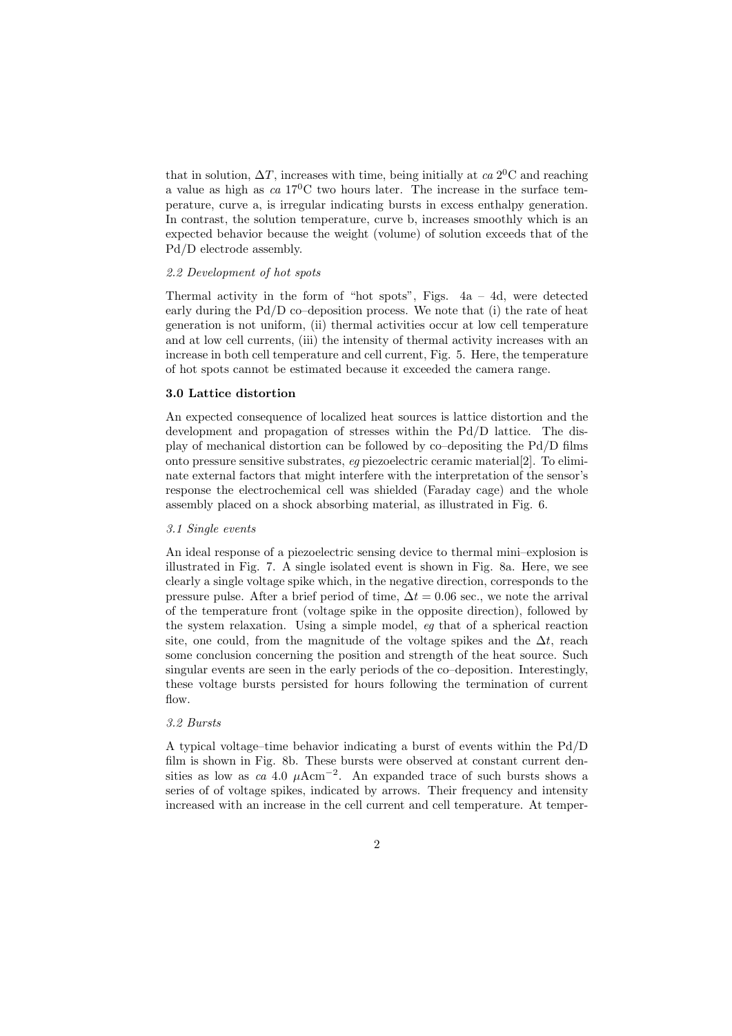that in solution, $\Delta T$, increases with time, being initially at *ca* $2^0$C and reaching a value as high as *ca* $17^0$C two hours later. The increase in the surface temperature, curve a, is irregular indicating bursts in excess enthalpy generation. In contrast, the solution temperature, curve b, increases smoothly which is an expected behavior because the weight (volume) of solution exceeds that of the Pd/D electrode assembly.

*2.2 Development of hot spots*

Thermal activity in the form of "hot spots", Figs. 4a – 4d, were detected early during the Pd/D co–deposition process. We note that (i) the rate of heat generation is not uniform, (ii) thermal activities occur at low cell temperature and at low cell currents, (iii) the intensity of thermal activity increases with an increase in both cell temperature and cell current, Fig. 5. Here, the temperature of hot spots cannot be estimated because it exceeded the camera range.

**3.0 Lattice distortion**

An expected consequence of localized heat sources is lattice distortion and the development and propagation of stresses within the Pd/D lattice. The display of mechanical distortion can be followed by co–depositing the Pd/D films onto pressure sensitive substrates, *eg* piezoelectric ceramic material[2]. To eliminate external factors that might interfere with the interpretation of the sensor's response the electrochemical cell was shielded (Faraday cage) and the whole assembly placed on a shock absorbing material, as illustrated in Fig. 6.

*3.1 Single events*

An ideal response of a piezoelectric sensing device to thermal mini–explosion is illustrated in Fig. 7. A single isolated event is shown in Fig. 8a. Here, we see clearly a single voltage spike which, in the negative direction, corresponds to the pressure pulse. After a brief period of time, $\Delta t = 0.06$ sec., we note the arrival of the temperature front (voltage spike in the opposite direction), followed by the system relaxation. Using a simple model, *eg* that of a spherical reaction site, one could, from the magnitude of the voltage spikes and the $\Delta t$, reach some conclusion concerning the position and strength of the heat source. Such singular events are seen in the early periods of the co–deposition. Interestingly, these voltage bursts persisted for hours following the termination of current flow.

*3.2 Bursts*

A typical voltage–time behavior indicating a burst of events within the Pd/D film is shown in Fig. 8b. These bursts were observed at constant current densities as low as *ca* 4.0 $\mu$Acm$^{-2}$. An expanded trace of such bursts shows a series of of voltage spikes, indicated by arrows. Their frequency and intensity increased with an increase in the cell current and cell temperature. At temper-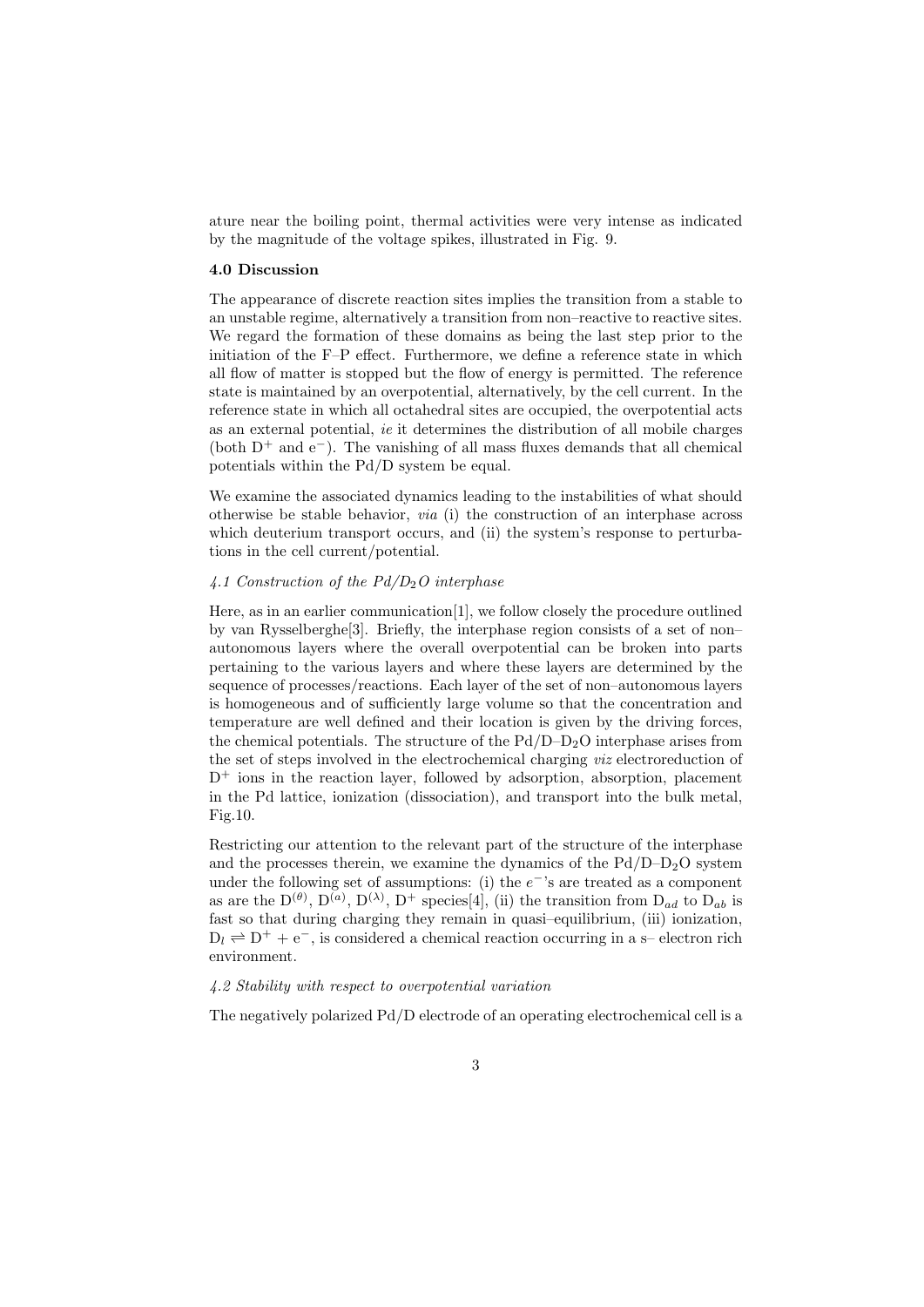ature near the boiling point, thermal activities were very intense as indicated by the magnitude of the voltage spikes, illustrated in Fig. 9.

## 4.0 Discussion

The appearance of discrete reaction sites implies the transition from a stable to an unstable regime, alternatively a transition from non–reactive to reactive sites. We regard the formation of these domains as being the last step prior to the initiation of the F–P effect. Furthermore, we define a reference state in which all flow of matter is stopped but the flow of energy is permitted. The reference state is maintained by an overpotential, alternatively, by the cell current. In the reference state in which all octahedral sites are occupied, the overpotential acts as an external potential, *ie* it determines the distribution of all mobile charges (both $D^+$ and $e^-$). The vanishing of all mass fluxes demands that all chemical potentials within the Pd/D system be equal.

We examine the associated dynamics leading to the instabilities of what should otherwise be stable behavior, *via* (i) the construction of an interphase across which deuterium transport occurs, and (ii) the system's response to perturbations in the cell current/potential.

### *4.1 Construction of the Pd/$D_2O$ interphase*

Here, as in an earlier communication[1], we follow closely the procedure outlined by van Rysselberghe[3]. Briefly, the interphase region consists of a set of non–autonomous layers where the overall overpotential can be broken into parts pertaining to the various layers and where these layers are determined by the sequence of processes/reactions. Each layer of the set of non–autonomous layers is homogeneous and of sufficiently large volume so that the concentration and temperature are well defined and their location is given by the driving forces, the chemical potentials. The structure of the Pd/D–$D_2O$ interphase arises from the set of steps involved in the electrochemical charging *viz* electroreduction of $D^+$ ions in the reaction layer, followed by adsorption, absorption, placement in the Pd lattice, ionization (dissociation), and transport into the bulk metal, Fig.10.

Restricting our attention to the relevant part of the structure of the interphase and the processes therein, we examine the dynamics of the Pd/D–$D_2O$ system under the following set of assumptions: (i) the $e^-$'s are treated as a component as are the $D^{(\theta)}$, $D^{(a)}$, $D^{(\lambda)}$, $D^+$ species[4], (ii) the transition from $D_{ad}$ to $D_{ab}$ is fast so that during charging they remain in quasi–equilibrium, (iii) ionization, $D_l \rightleftharpoons D^+ + e^-$, is considered a chemical reaction occurring in a s– electron rich environment.

### *4.2 Stability with respect to overpotential variation*

The negatively polarized Pd/D electrode of an operating electrochemical cell is a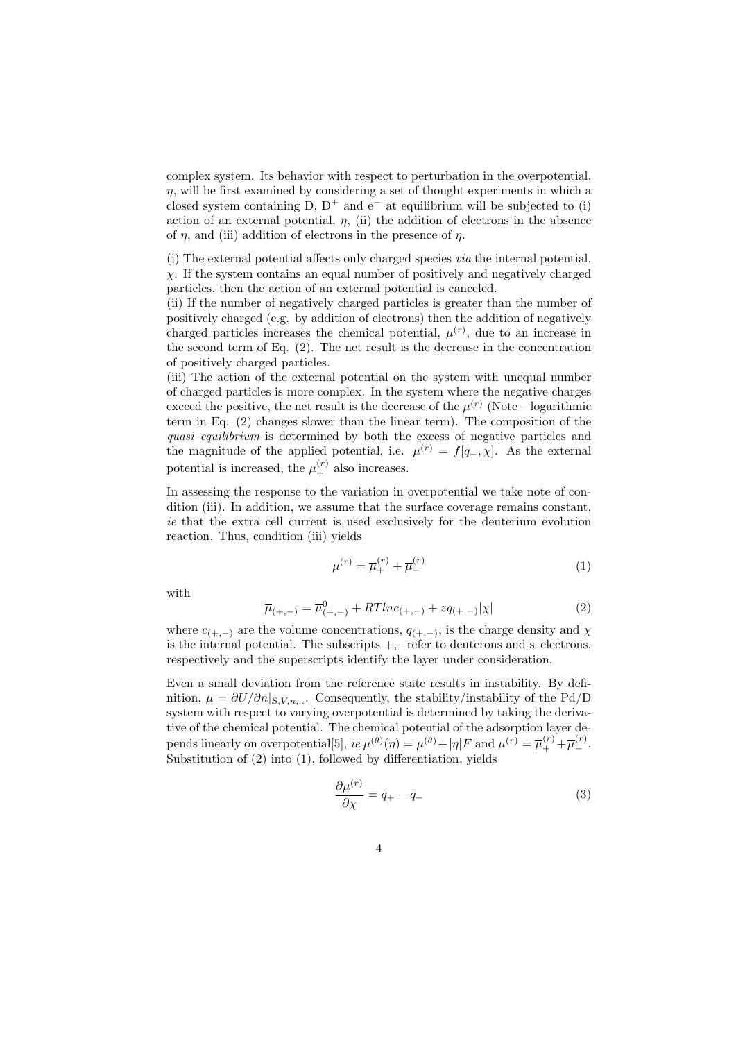complex system. Its behavior with respect to perturbation in the overpotential, $\eta$, will be first examined by considering a set of thought experiments in which a closed system containing D, $D^+$ and $e^-$ at equilibrium will be subjected to (i) action of an external potential, $\eta$, (ii) the addition of electrons in the absence of $\eta$, and (iii) addition of electrons in the presence of $\eta$.

(i) The external potential affects only charged species *via* the internal potential, $\chi$. If the system contains an equal number of positively and negatively charged particles, then the action of an external potential is canceled.
(ii) If the number of negatively charged particles is greater than the number of positively charged (e.g. by addition of electrons) then the addition of negatively charged particles increases the chemical potential, $\mu^{(r)}$, due to an increase in the second term of Eq. (2). The net result is the decrease in the concentration of positively charged particles.
(iii) The action of the external potential on the system with unequal number of charged particles is more complex. In the system where the negative charges exceed the positive, the net result is the decrease of the $\mu^{(r)}$ (Note – logarithmic term in Eq. (2) changes slower than the linear term). The composition of the *quasi–equilibrium* is determined by both the excess of negative particles and the magnitude of the applied potential, i.e. $\mu^{(r)} = f[q_-, \chi]$. As the external potential is increased, the $\mu_+^{(r)}$ also increases.

In assessing the response to the variation in overpotential we take note of condition (iii). In addition, we assume that the surface coverage remains constant, *ie* that the extra cell current is used exclusively for the deuterium evolution reaction. Thus, condition (iii) yields

$$\mu^{(r)} = \overline{\mu}_+^{(r)} + \overline{\mu}_-^{(r)} \tag{1}$$

with

$$\overline{\mu}_{(+,-)} = \overline{\mu}^0_{(+,-)} + RTlnc_{(+,-)} + zq_{(+,-)}|\chi| \tag{2}$$

where $c_{(+,-)}$ are the volume concentrations, $q_{(+,-)}$, is the charge density and $\chi$ is the internal potential. The subscripts +,– refer to deuterons and s–electrons, respectively and the superscripts identify the layer under consideration.

Even a small deviation from the reference state results in instability. By definition, $\mu = \partial U / \partial n|_{S,V,n,..}$. Consequently, the stability/instability of the Pd/D system with respect to varying overpotential is determined by taking the derivative of the chemical potential. The chemical potential of the adsorption layer depends linearly on overpotential[5], *ie* $\mu^{(\theta)}(\eta) = \mu^{(\theta)} + |\eta|F$ and $\mu^{(r)} = \overline{\mu}_+^{(r)} + \overline{\mu}_-^{(r)}$. Substitution of (2) into (1), followed by differentiation, yields

$$\frac{\partial \mu^{(r)}}{\partial \chi} = q_+ - q_- \tag{3}$$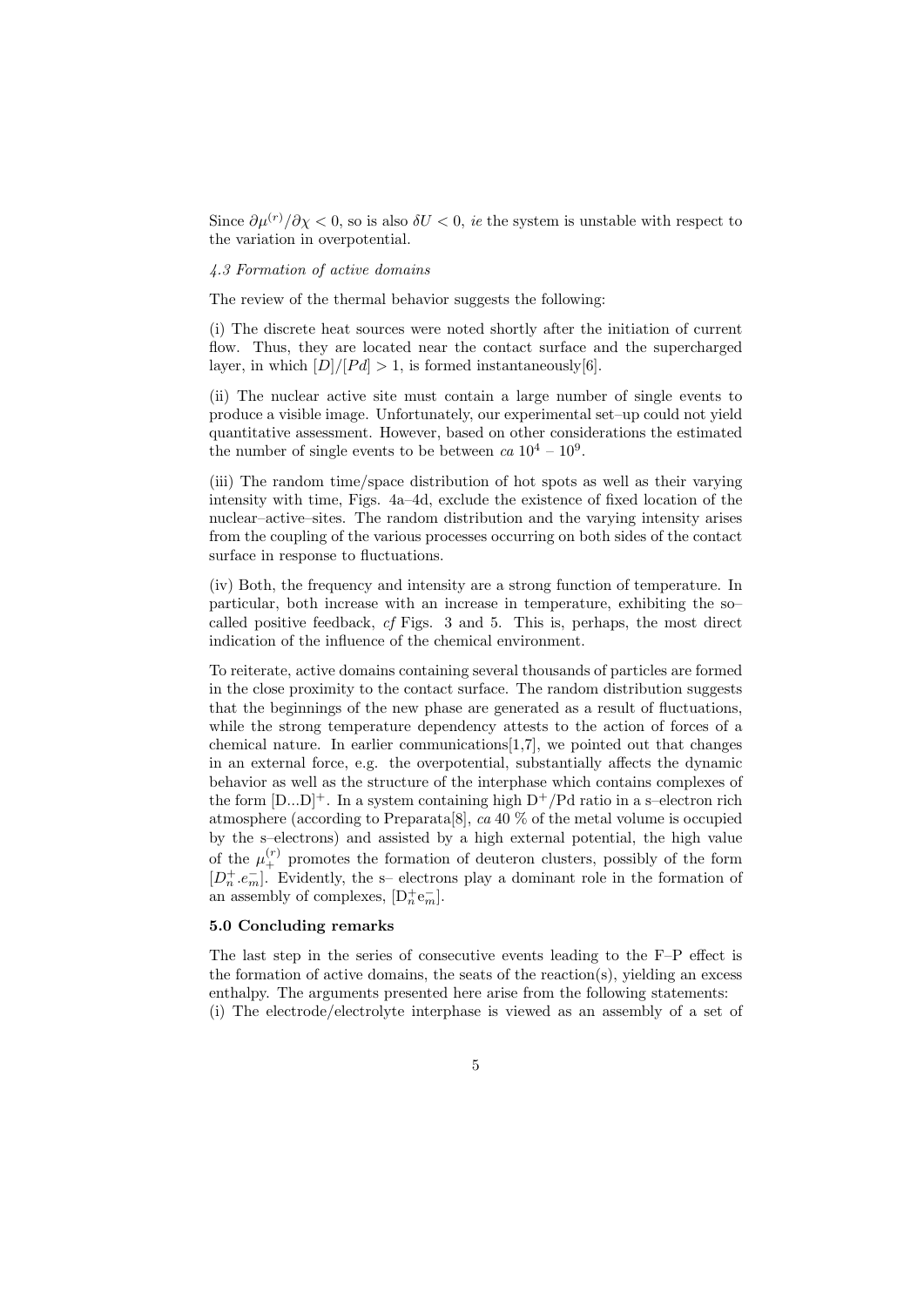Since $\partial \mu^{(r)}/\partial \chi < 0$, so is also $\delta U < 0$, *ie* the system is unstable with respect to the variation in overpotential.

*4.3 Formation of active domains*

The review of the thermal behavior suggests the following:

(i) The discrete heat sources were noted shortly after the initiation of current flow. Thus, they are located near the contact surface and the supercharged layer, in which $[D]/[Pd] > 1$, is formed instantaneously[6].

(ii) The nuclear active site must contain a large number of single events to produce a visible image. Unfortunately, our experimental set–up could not yield quantitative assessment. However, based on other considerations the estimated the number of single events to be between *ca* $10^4$ – $10^9$.

(iii) The random time/space distribution of hot spots as well as their varying intensity with time, Figs. 4a–4d, exclude the existence of fixed location of the nuclear–active–sites. The random distribution and the varying intensity arises from the coupling of the various processes occurring on both sides of the contact surface in response to fluctuations.

(iv) Both, the frequency and intensity are a strong function of temperature. In particular, both increase with an increase in temperature, exhibiting the so–called positive feedback, *cf* Figs. 3 and 5. This is, perhaps, the most direct indication of the influence of the chemical environment.

To reiterate, active domains containing several thousands of particles are formed in the close proximity to the contact surface. The random distribution suggests that the beginnings of the new phase are generated as a result of fluctuations, while the strong temperature dependency attests to the action of forces of a chemical nature. In earlier communications[1,7], we pointed out that changes in an external force, e.g. the overpotential, substantially affects the dynamic behavior as well as the structure of the interphase which contains complexes of the form $[D...D]^+$. In a system containing high $D^+/Pd$ ratio in a s–electron rich atmosphere (according to Preparata[8], *ca* 40 % of the metal volume is occupied by the s–electrons) and assisted by a high external potential, the high value of the $\mu_+^{(r)}$ promotes the formation of deuteron clusters, possibly of the form $[D_n^+.e_m^-]$. Evidently, the s– electrons play a dominant role in the formation of an assembly of complexes, $[D_n^+e_m^-]$.

## 5.0 Concluding remarks

The last step in the series of consecutive events leading to the F–P effect is the formation of active domains, the seats of the reaction(s), yielding an excess enthalpy. The arguments presented here arise from the following statements:
(i) The electrode/electrolyte interphase is viewed as an assembly of a set of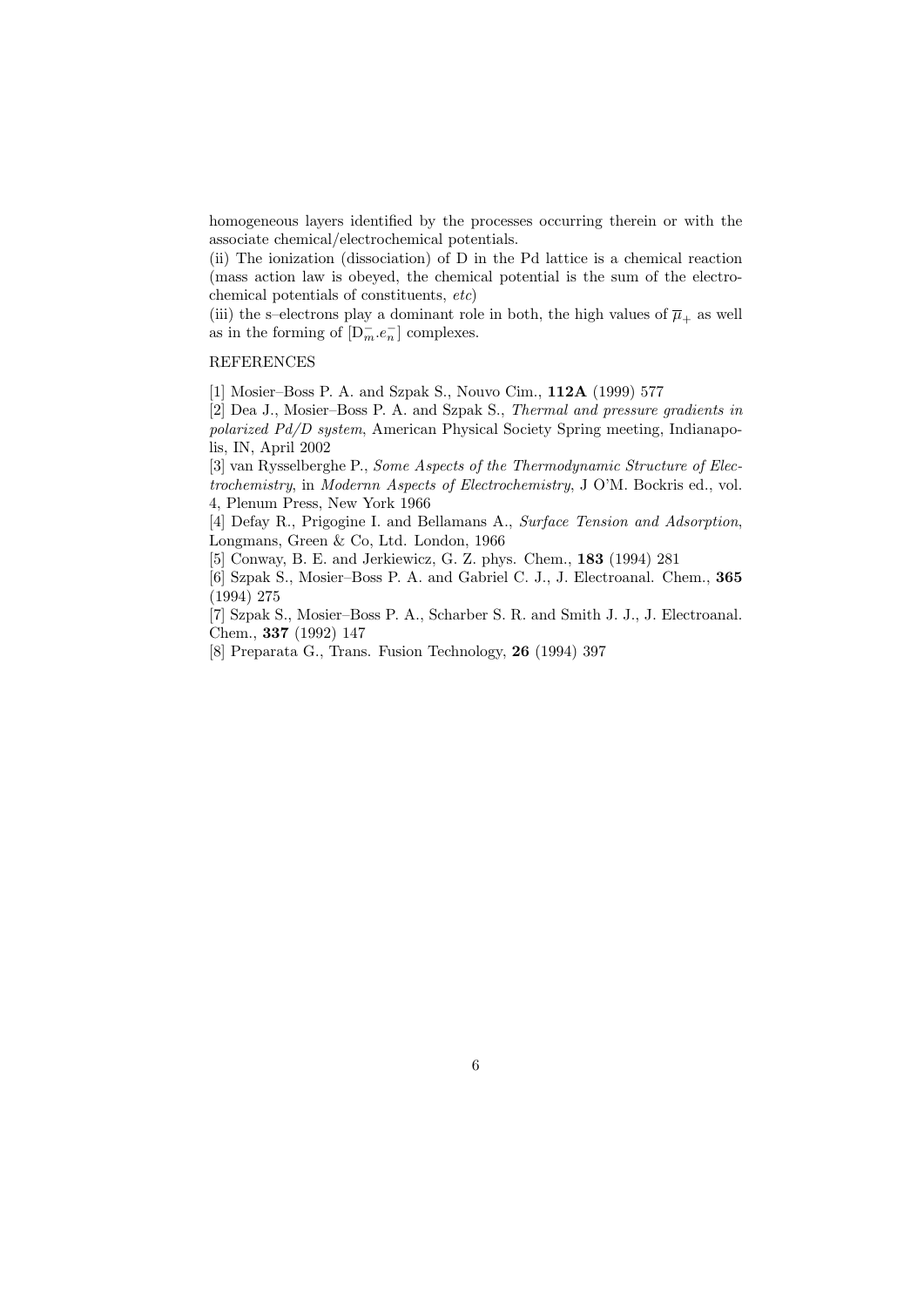homogeneous layers identified by the processes occurring therein or with the associate chemical/electrochemical potentials.

(ii) The ionization (dissociation) of D in the Pd lattice is a chemical reaction (mass action law is obeyed, the chemical potential is the sum of the electrochemical potentials of constituents, *etc*)

(iii) the s–electrons play a dominant role in both, the high values of $\overline{\mu}_{+}$ as well as in the forming of $[D_m^{-}.e_n^{-}]$ complexes.

REFERENCES

[1] Mosier–Boss P. A. and Szpak S., Nouvo Cim., **112A** (1999) 577

[2] Dea J., Mosier–Boss P. A. and Szpak S., *Thermal and pressure gradients in polarized Pd/D system*, American Physical Society Spring meeting, Indianapolis, IN, April 2002

[3] van Rysselberghe P., *Some Aspects of the Thermodynamic Structure of Electrochemistry*, in *Modernn Aspects of Electrochemistry*, J O'M. Bockris ed., vol. 4, Plenum Press, New York 1966

[4] Defay R., Prigogine I. and Bellamans A., *Surface Tension and Adsorption*, Longmans, Green & Co, Ltd. London, 1966

[5] Conway, B. E. and Jerkiewicz, G. Z. phys. Chem., **183** (1994) 281

[6] Szpak S., Mosier–Boss P. A. and Gabriel C. J., J. Electroanal. Chem., **365** (1994) 275

[7] Szpak S., Mosier–Boss P. A., Scharber S. R. and Smith J. J., J. Electroanal. Chem., **337** (1992) 147

[8] Preparata G., Trans. Fusion Technology, **26** (1994) 397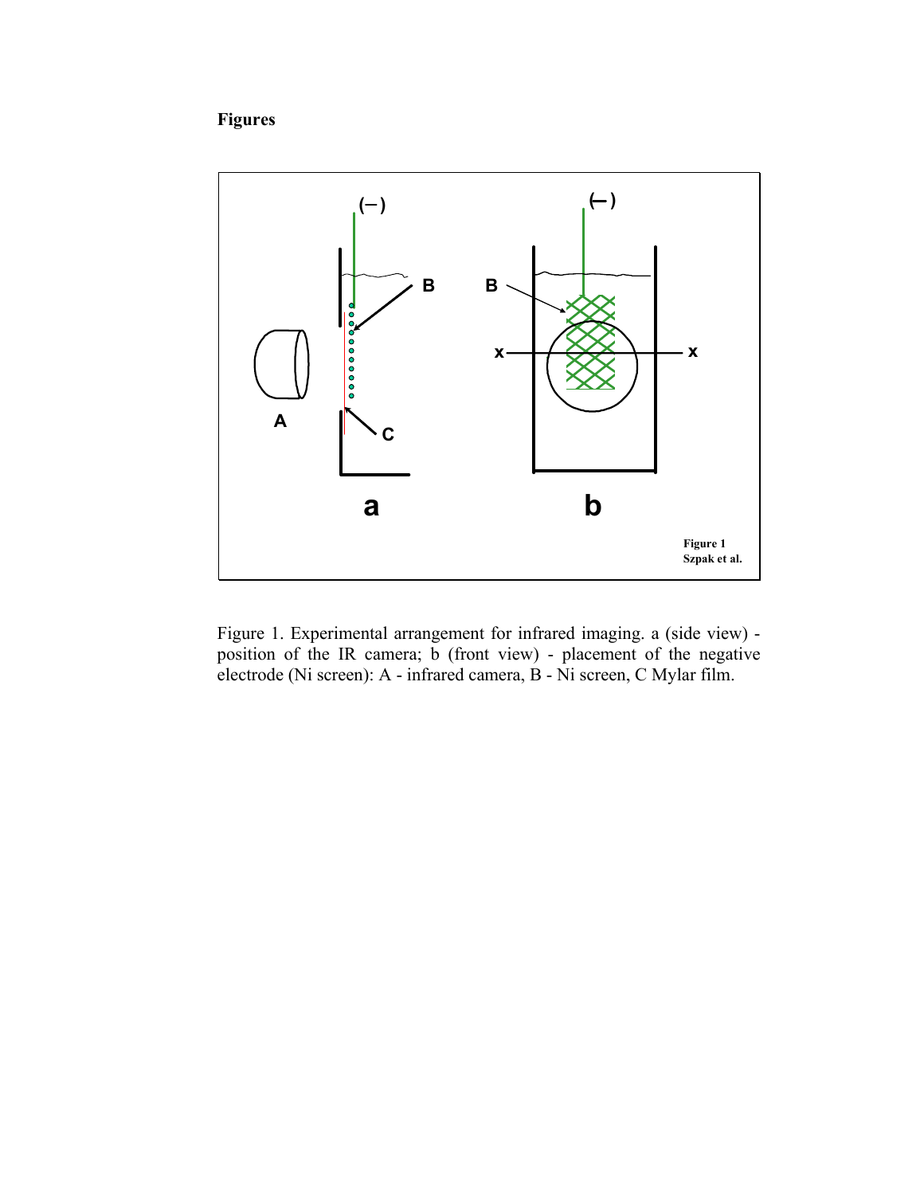**Figures**

Figure 1. Experimental arrangement for infrared imaging. a (side view) - position of the IR camera; b (front view) - placement of the negative electrode (Ni screen): A - infrared camera, B - Ni screen, C Mylar film.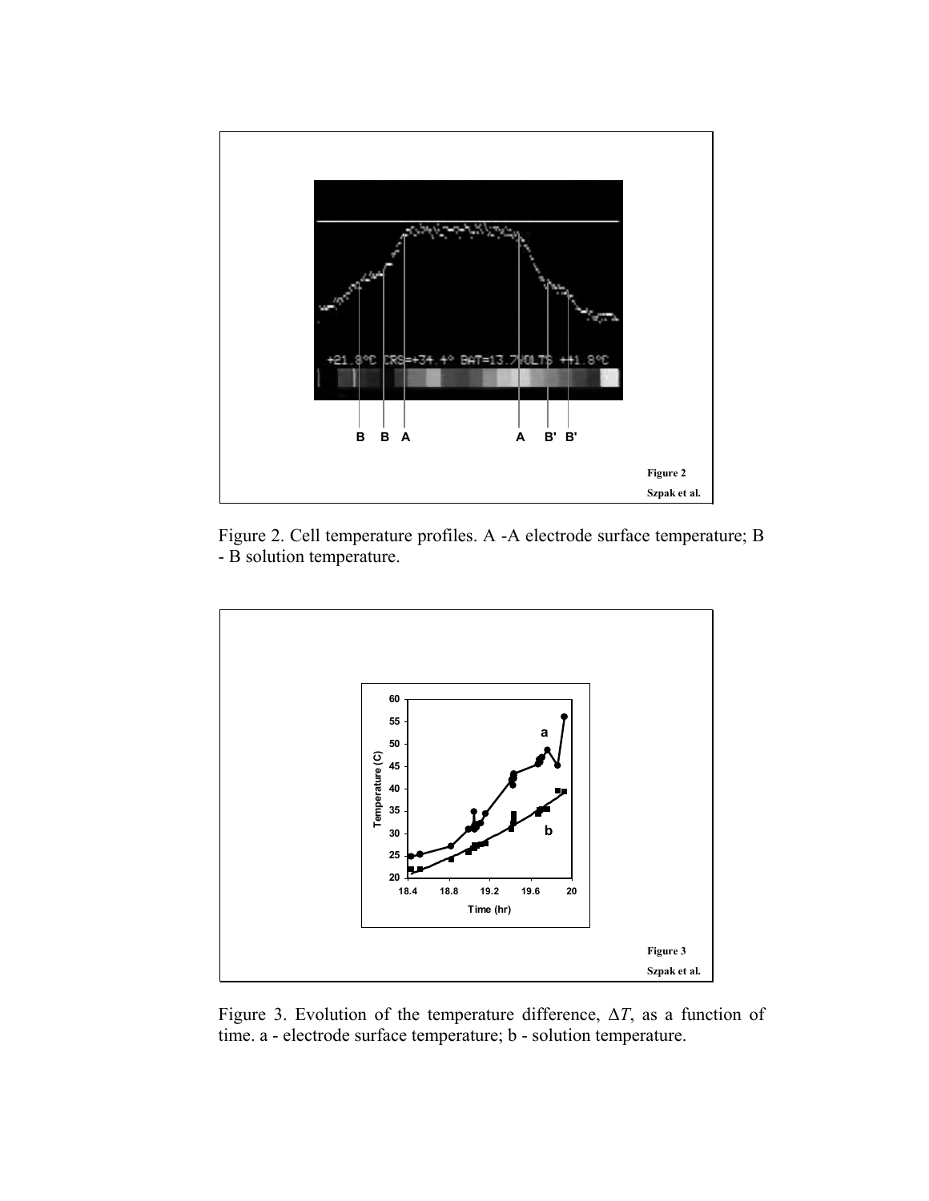Figure 2. Cell temperature profiles. A -A electrode surface temperature; B - B solution temperature.

Figure 3. Evolution of the temperature difference, $\Delta T$, as a function of time. a - electrode surface temperature; b - solution temperature.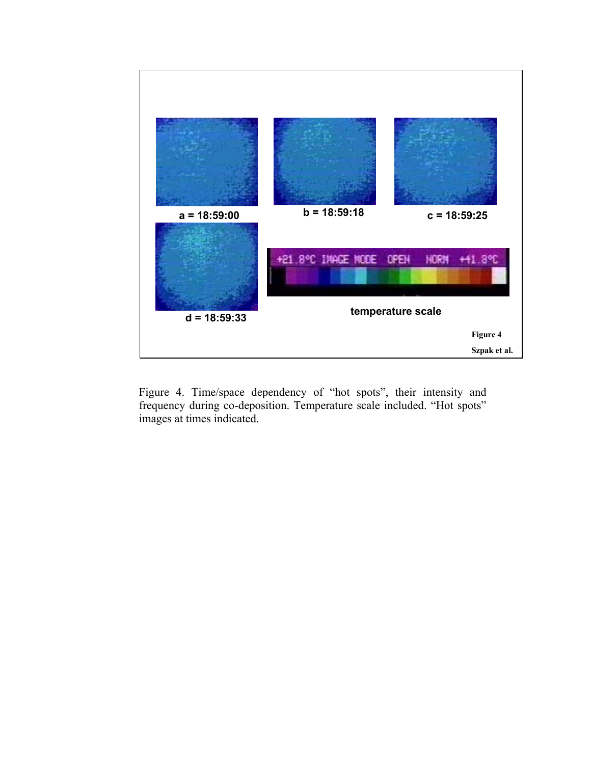a = 18:59:00

b = 18:59:18

c = 18:59:25

d = 18:59:33

+21.8°C IMAGE MODE OPEN NORM +41.8°C

temperature scale

Figure 4

Szpak et al.

Figure 4. Time/space dependency of "hot spots", their intensity and frequency during co-deposition. Temperature scale included. "Hot spots" images at times indicated.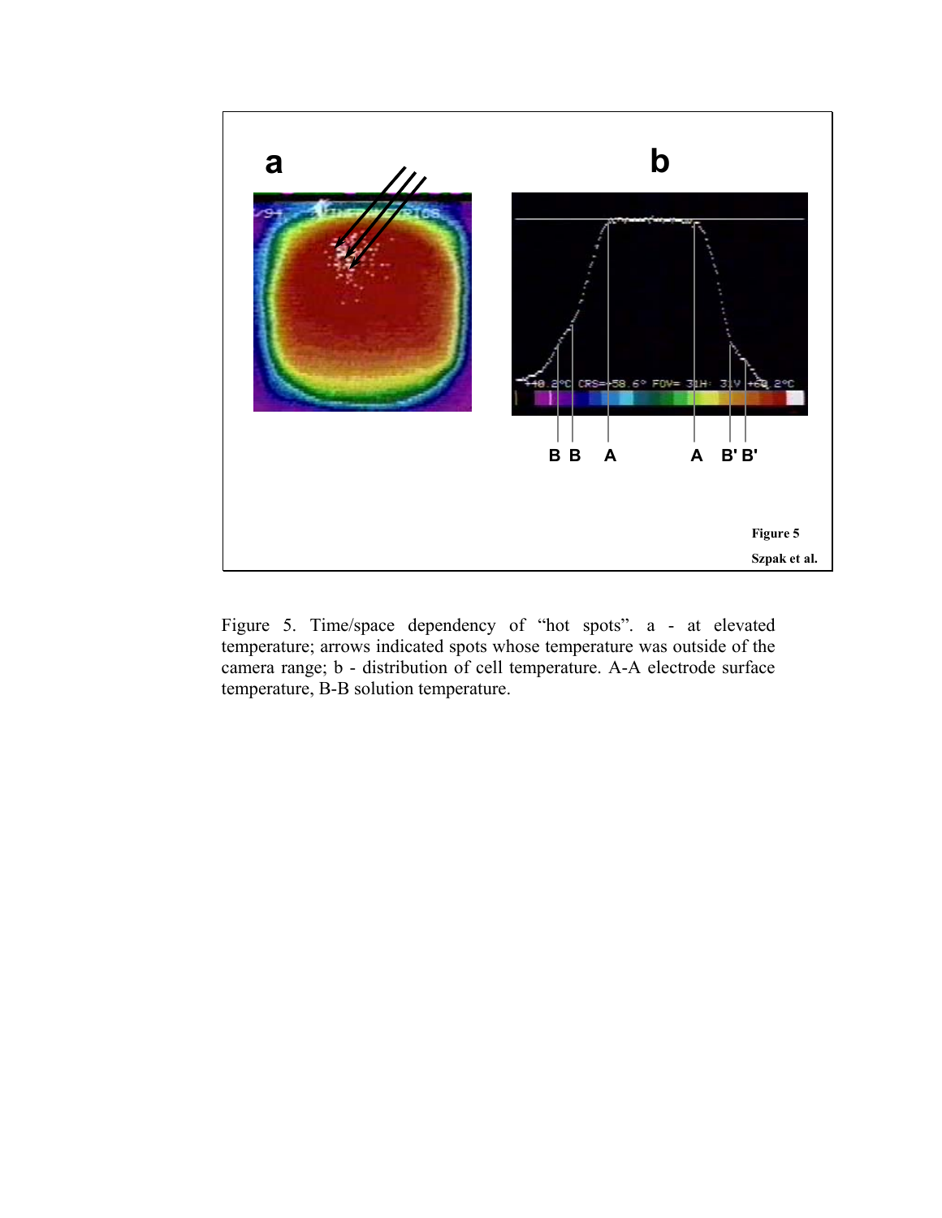Figure 5. Time/space dependency of “hot spots”. a - at elevated temperature; arrows indicated spots whose temperature was outside of the camera range; b - distribution of cell temperature. A-A electrode surface temperature, B-B solution temperature.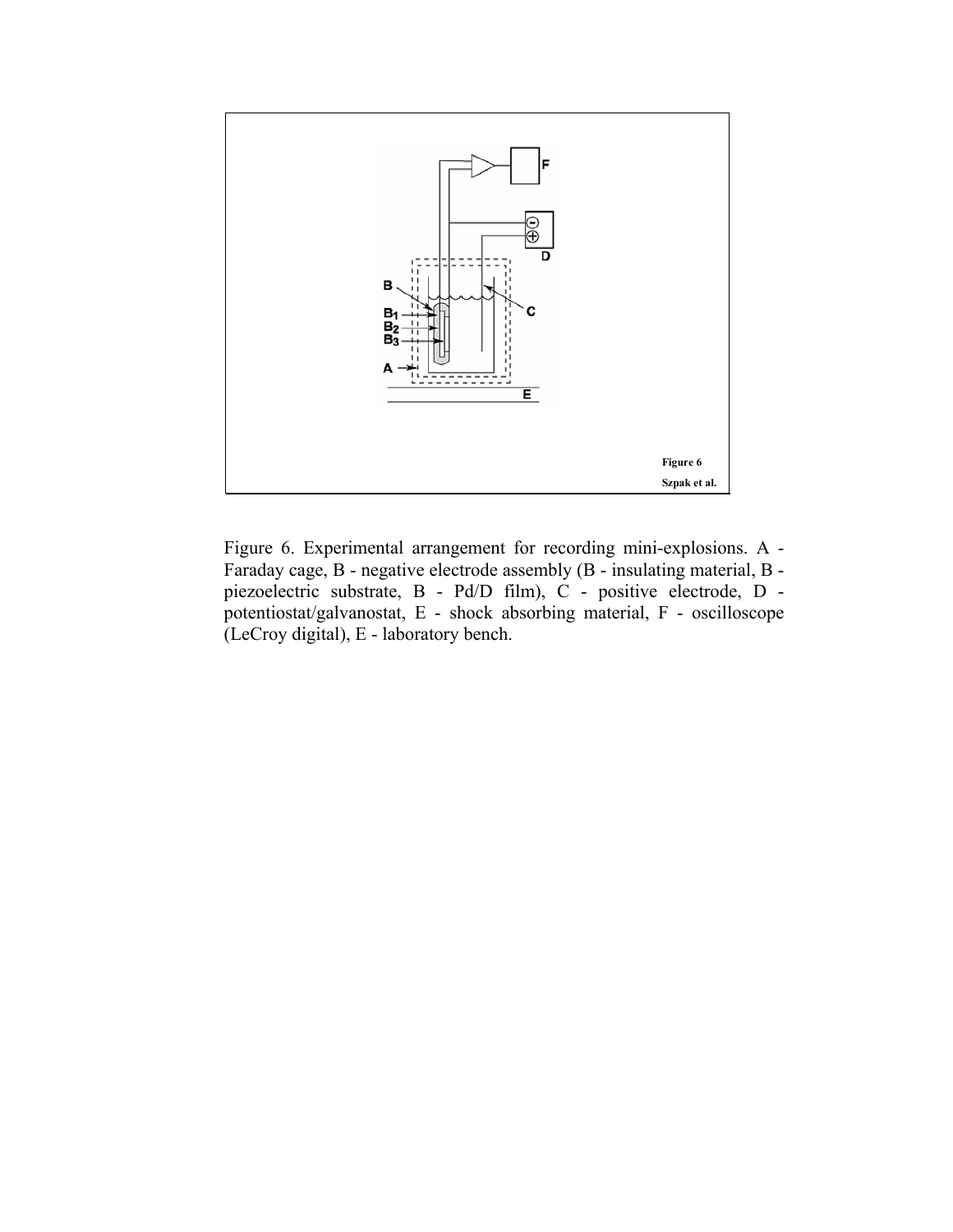Figure 6. Experimental arrangement for recording mini-explosions. A - Faraday cage, B - negative electrode assembly (B - insulating material, B - piezoelectric substrate, B - Pd/D film), C - positive electrode, D - potentiostat/galvanostat, E - shock absorbing material, F - oscilloscope (LeCroy digital), E - laboratory bench.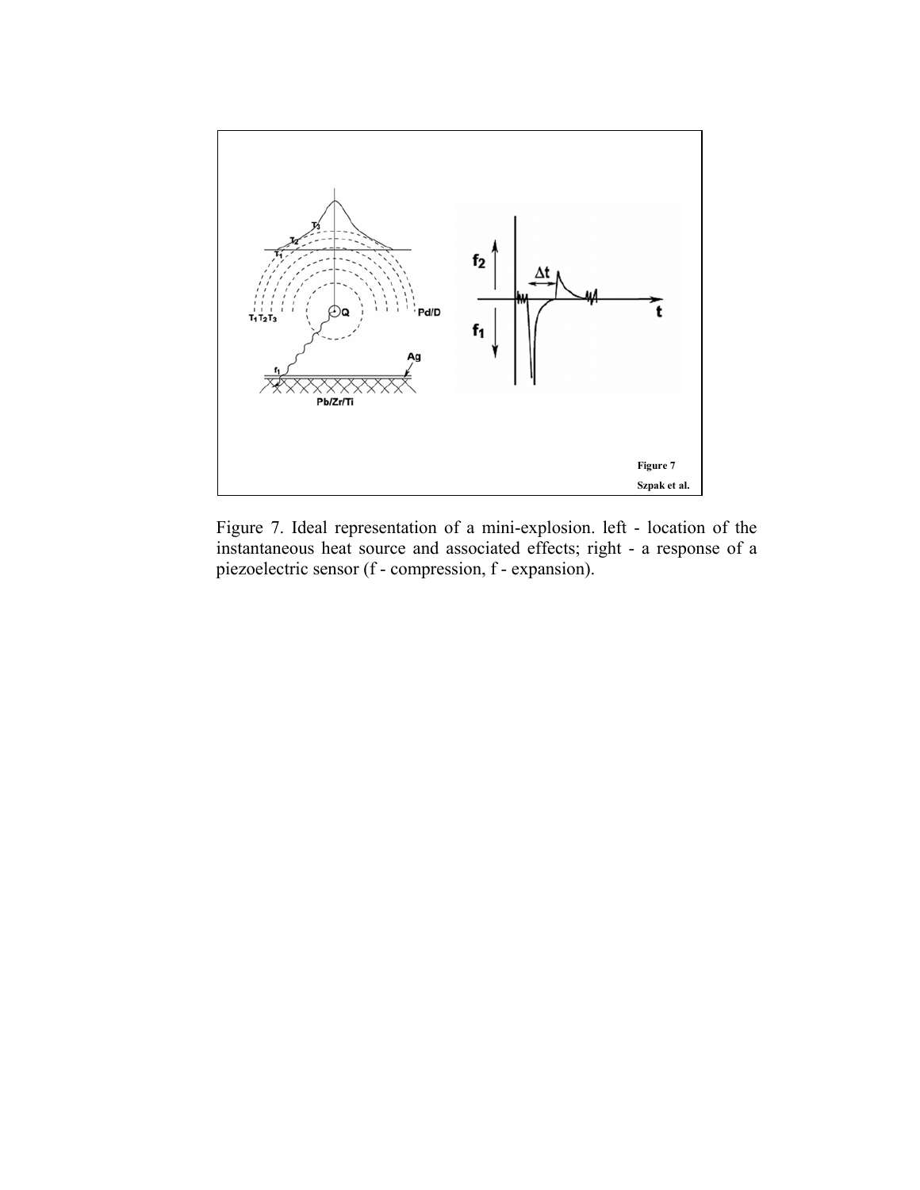Figure 7. Ideal representation of a mini-explosion. left - location of the instantaneous heat source and associated effects; right - a response of a piezoelectric sensor (f - compression, f - expansion).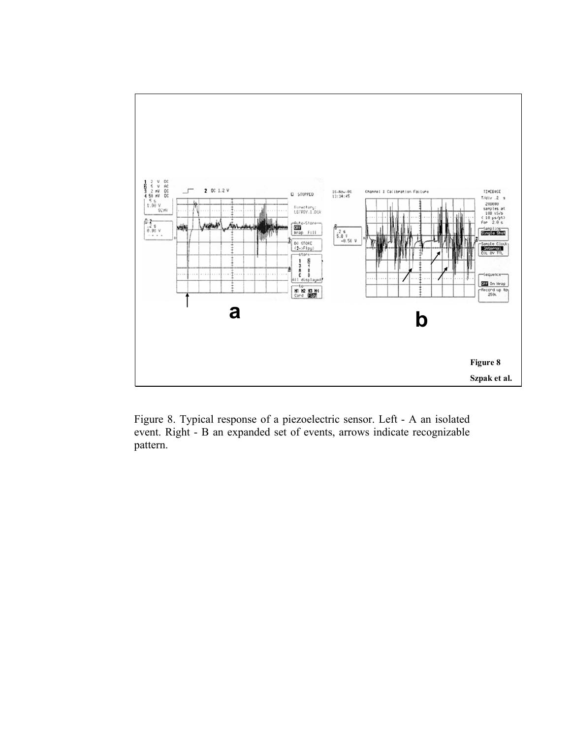Figure 8. Typical response of a piezoelectric sensor. Left - A an isolated event. Right - B an expanded set of events, arrows indicate recognizable pattern.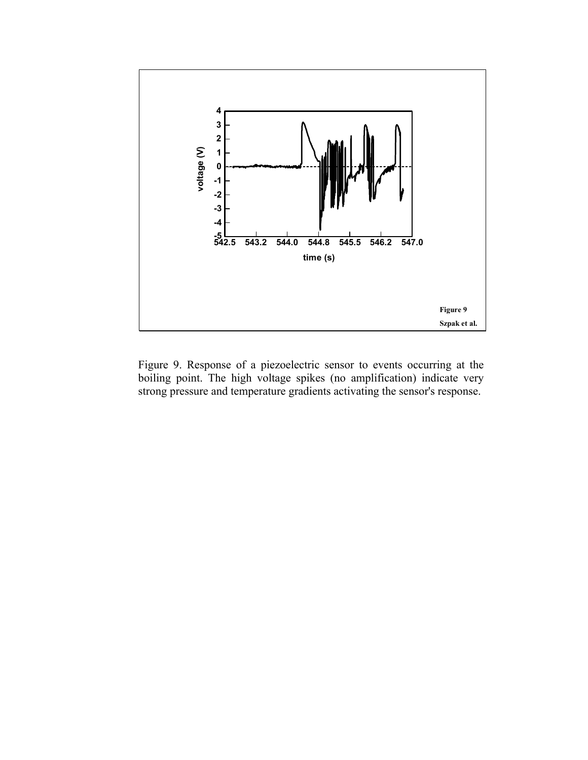Figure 9. Response of a piezoelectric sensor to events occurring at the boiling point. The high voltage spikes (no amplification) indicate very strong pressure and temperature gradients activating the sensor's response.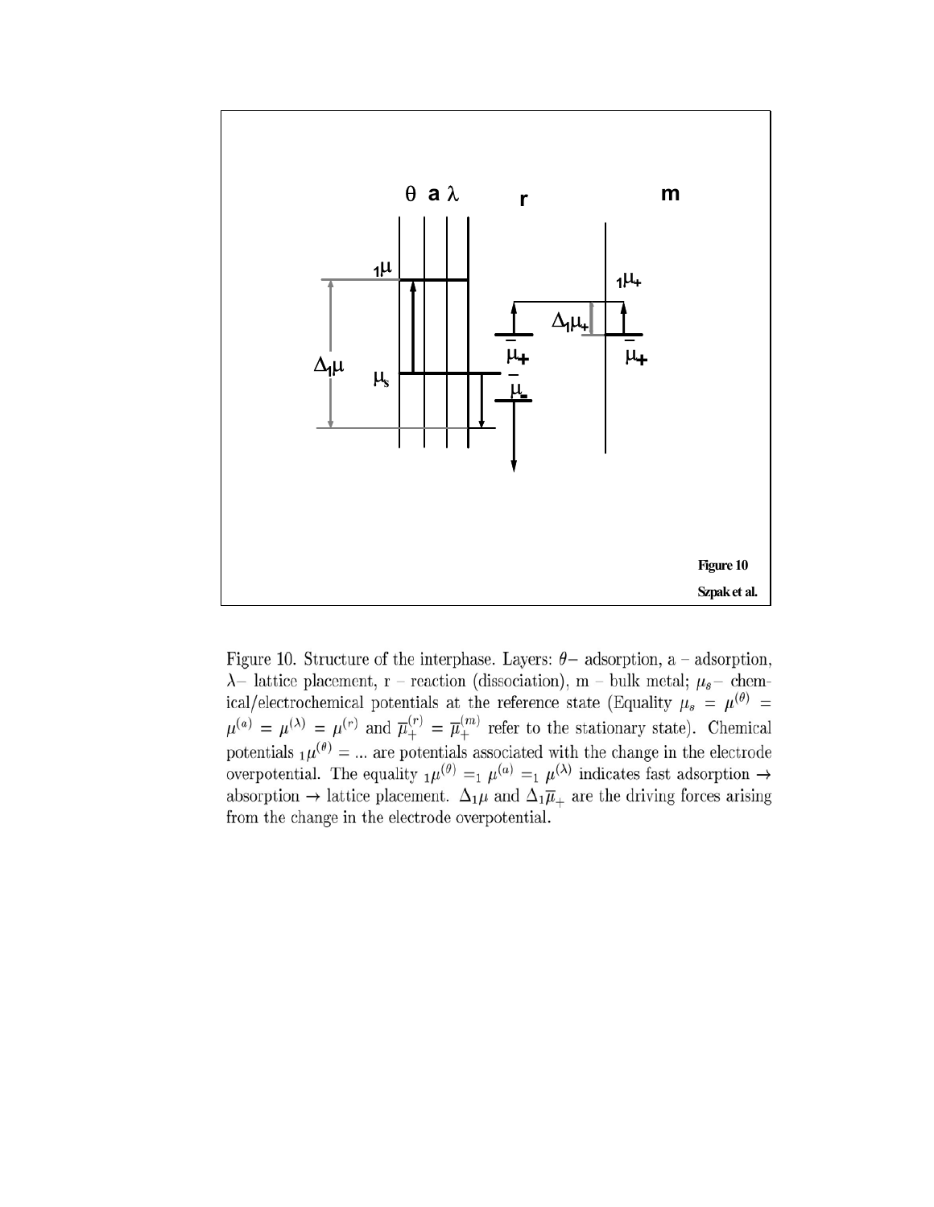θ a λ

r

m

$_1\mu$

$_1\mu_+$

$\Delta_1\mu_+$

$\Delta_1\mu$

$\mu_s$

$\overline{\mu}_+$

$\overline{\mu}_-$

$\overline{\mu}_+$

**Figure 10**

**Szpak et al.**

Figure 10. Structure of the interphase. Layers: $\theta-$ adsorption, a – adsorption, $\lambda-$ lattice placement, r – reaction (dissociation), m – bulk metal; $\mu_s-$ chemical/electrochemical potentials at the reference state (Equality $\mu_s = \mu^{(\theta)} = \mu^{(a)} = \mu^{(\lambda)} = \mu^{(r)}$ and $\overline{\mu}_+^{(r)} = \overline{\mu}_+^{(m)}$ refer to the stationary state). Chemical potentials ${}_1\mu^{(\theta)} = ...$ are potentials associated with the change in the electrode overpotential. The equality ${}_1\mu^{(\theta)} = {}_1\mu^{(a)} = {}_1\mu^{(\lambda)}$ indicates fast adsorption → absorption → lattice placement. $\Delta_1\mu$ and $\Delta_1\overline{\mu}_+$ are the driving forces arising from the change in the electrode overpotential.